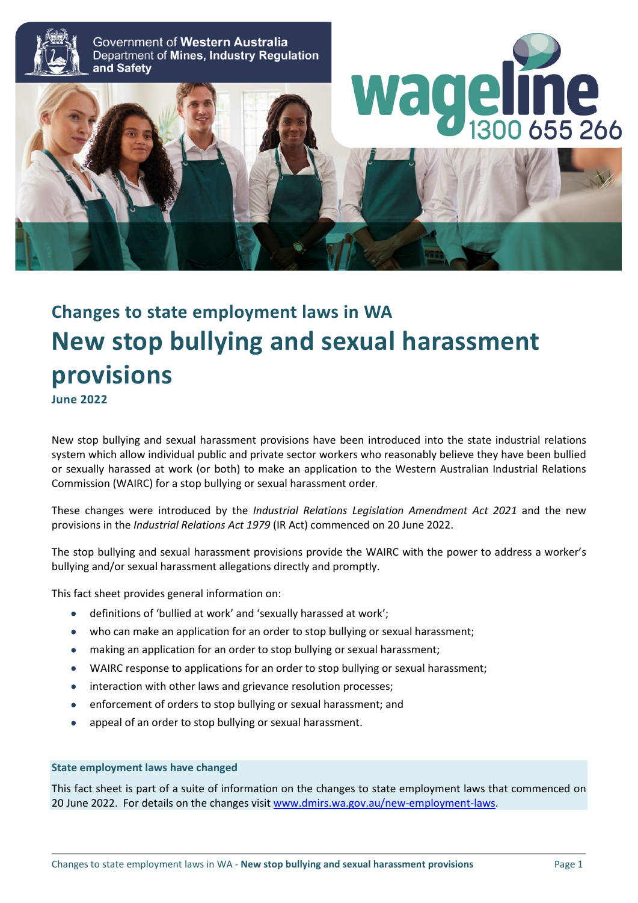Government of **Western Australia**
Department of **Mines, Industry Regulation and Safety**

**wageline** 1300 655 266

## Changes to state employment laws in WA

# New stop bullying and sexual harassment provisions

**June 2022**

New stop bullying and sexual harassment provisions have been introduced into the state industrial relations system which allow individual public and private sector workers who reasonably believe they have been bullied or sexually harassed at work (or both) to make an application to the Western Australian Industrial Relations Commission (WAIRC) for a stop bullying or sexual harassment order.

These changes were introduced by the *Industrial Relations Legislation Amendment Act 2021* and the new provisions in the *Industrial Relations Act 1979* (IR Act) commenced on 20 June 2022.

The stop bullying and sexual harassment provisions provide the WAIRC with the power to address a worker's bullying and/or sexual harassment allegations directly and promptly.

This fact sheet provides general information on:

- definitions of 'bullied at work' and 'sexually harassed at work';
- who can make an application for an order to stop bullying or sexual harassment;
- making an application for an order to stop bullying or sexual harassment;
- WAIRC response to applications for an order to stop bullying or sexual harassment;
- interaction with other laws and grievance resolution processes;
- enforcement of orders to stop bullying or sexual harassment; and
- appeal of an order to stop bullying or sexual harassment.

**State employment laws have changed**

This fact sheet is part of a suite of information on the changes to state employment laws that commenced on 20 June 2022. For details on the changes visit [www.dmirs.wa.gov.au/new-employment-laws](www.dmirs.wa.gov.au/new-employment-laws).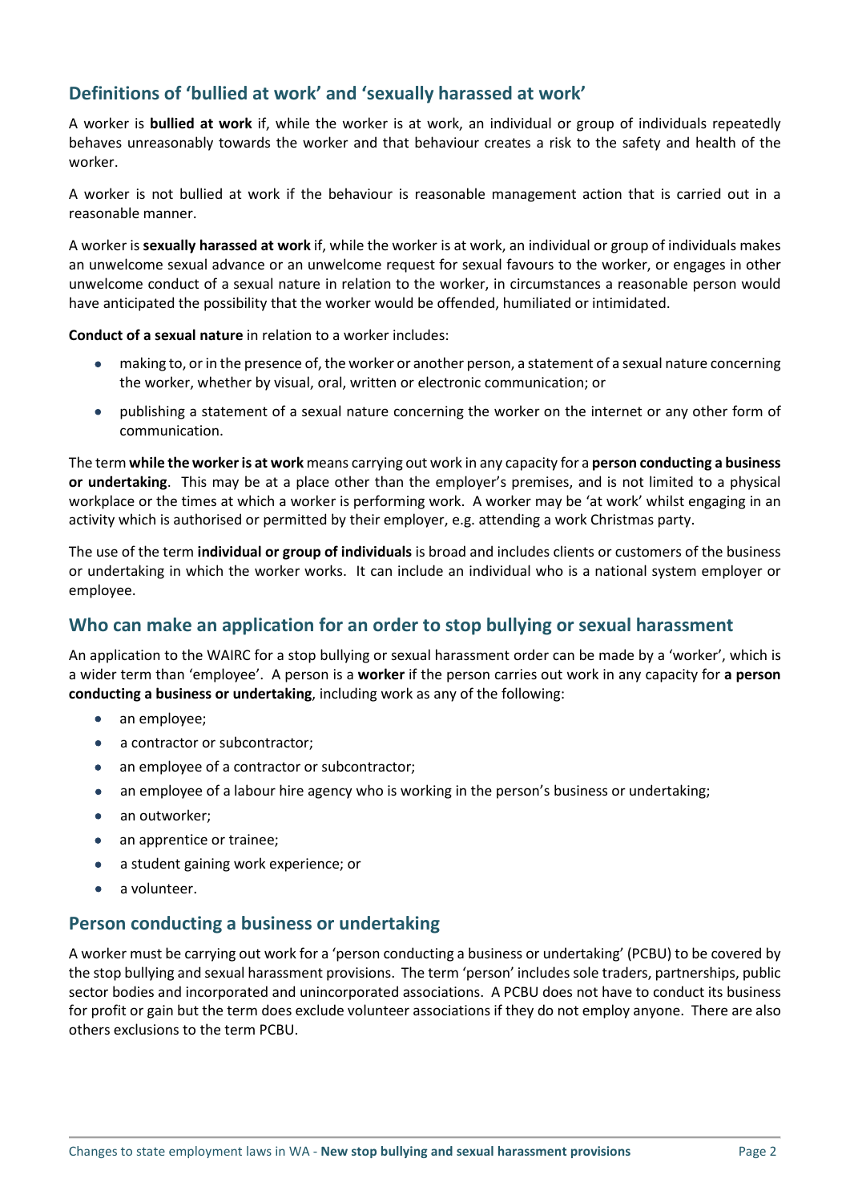## Definitions of 'bullied at work' and 'sexually harassed at work'

A worker is **bullied at work** if, while the worker is at work, an individual or group of individuals repeatedly behaves unreasonably towards the worker and that behaviour creates a risk to the safety and health of the worker.

A worker is not bullied at work if the behaviour is reasonable management action that is carried out in a reasonable manner.

A worker is **sexually harassed at work** if, while the worker is at work, an individual or group of individuals makes an unwelcome sexual advance or an unwelcome request for sexual favours to the worker, or engages in other unwelcome conduct of a sexual nature in relation to the worker, in circumstances a reasonable person would have anticipated the possibility that the worker would be offended, humiliated or intimidated.

**Conduct of a sexual nature** in relation to a worker includes:

- making to, or in the presence of, the worker or another person, a statement of a sexual nature concerning the worker, whether by visual, oral, written or electronic communication; or
- publishing a statement of a sexual nature concerning the worker on the internet or any other form of communication.

The term **while the worker is at work** means carrying out work in any capacity for a **person conducting a business or undertaking**. This may be at a place other than the employer's premises, and is not limited to a physical workplace or the times at which a worker is performing work. A worker may be 'at work' whilst engaging in an activity which is authorised or permitted by their employer, e.g. attending a work Christmas party.

The use of the term **individual or group of individuals** is broad and includes clients or customers of the business or undertaking in which the worker works. It can include an individual who is a national system employer or employee.

## Who can make an application for an order to stop bullying or sexual harassment

An application to the WAIRC for a stop bullying or sexual harassment order can be made by a 'worker', which is a wider term than 'employee'. A person is a **worker** if the person carries out work in any capacity for **a person conducting a business or undertaking**, including work as any of the following:

- an employee;
- a contractor or subcontractor;
- an employee of a contractor or subcontractor;
- an employee of a labour hire agency who is working in the person's business or undertaking;
- an outworker;
- an apprentice or trainee;
- a student gaining work experience; or
- a volunteer.

## Person conducting a business or undertaking

A worker must be carrying out work for a 'person conducting a business or undertaking' (PCBU) to be covered by the stop bullying and sexual harassment provisions. The term 'person' includes sole traders, partnerships, public sector bodies and incorporated and unincorporated associations. A PCBU does not have to conduct its business for profit or gain but the term does exclude volunteer associations if they do not employ anyone. There are also others exclusions to the term PCBU.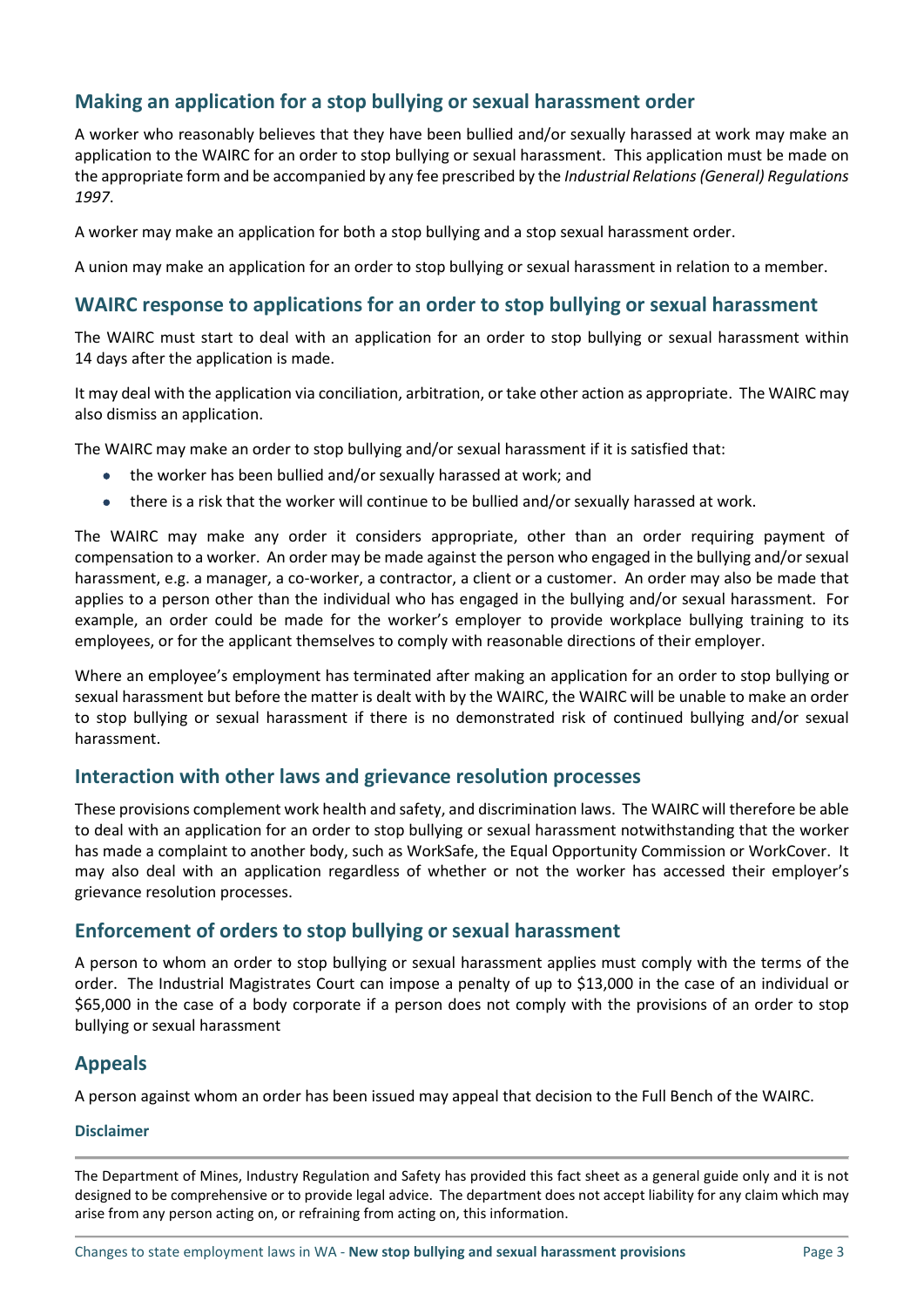## Making an application for a stop bullying or sexual harassment order

A worker who reasonably believes that they have been bullied and/or sexually harassed at work may make an application to the WAIRC for an order to stop bullying or sexual harassment. This application must be made on the appropriate form and be accompanied by any fee prescribed by the *Industrial Relations (General) Regulations 1997*.

A worker may make an application for both a stop bullying and a stop sexual harassment order.

A union may make an application for an order to stop bullying or sexual harassment in relation to a member.

## WAIRC response to applications for an order to stop bullying or sexual harassment

The WAIRC must start to deal with an application for an order to stop bullying or sexual harassment within 14 days after the application is made.

It may deal with the application via conciliation, arbitration, or take other action as appropriate. The WAIRC may also dismiss an application.

The WAIRC may make an order to stop bullying and/or sexual harassment if it is satisfied that:

- the worker has been bullied and/or sexually harassed at work; and
- there is a risk that the worker will continue to be bullied and/or sexually harassed at work.

The WAIRC may make any order it considers appropriate, other than an order requiring payment of compensation to a worker. An order may be made against the person who engaged in the bullying and/or sexual harassment, e.g. a manager, a co-worker, a contractor, a client or a customer. An order may also be made that applies to a person other than the individual who has engaged in the bullying and/or sexual harassment. For example, an order could be made for the worker's employer to provide workplace bullying training to its employees, or for the applicant themselves to comply with reasonable directions of their employer.

Where an employee's employment has terminated after making an application for an order to stop bullying or sexual harassment but before the matter is dealt with by the WAIRC, the WAIRC will be unable to make an order to stop bullying or sexual harassment if there is no demonstrated risk of continued bullying and/or sexual harassment.

## Interaction with other laws and grievance resolution processes

These provisions complement work health and safety, and discrimination laws. The WAIRC will therefore be able to deal with an application for an order to stop bullying or sexual harassment notwithstanding that the worker has made a complaint to another body, such as WorkSafe, the Equal Opportunity Commission or WorkCover. It may also deal with an application regardless of whether or not the worker has accessed their employer's grievance resolution processes.

## Enforcement of orders to stop bullying or sexual harassment

A person to whom an order to stop bullying or sexual harassment applies must comply with the terms of the order. The Industrial Magistrates Court can impose a penalty of up to $13,000 in the case of an individual or $65,000 in the case of a body corporate if a person does not comply with the provisions of an order to stop bullying or sexual harassment

## Appeals

A person against whom an order has been issued may appeal that decision to the Full Bench of the WAIRC.

### Disclaimer

The Department of Mines, Industry Regulation and Safety has provided this fact sheet as a general guide only and it is not designed to be comprehensive or to provide legal advice. The department does not accept liability for any claim which may arise from any person acting on, or refraining from acting on, this information.